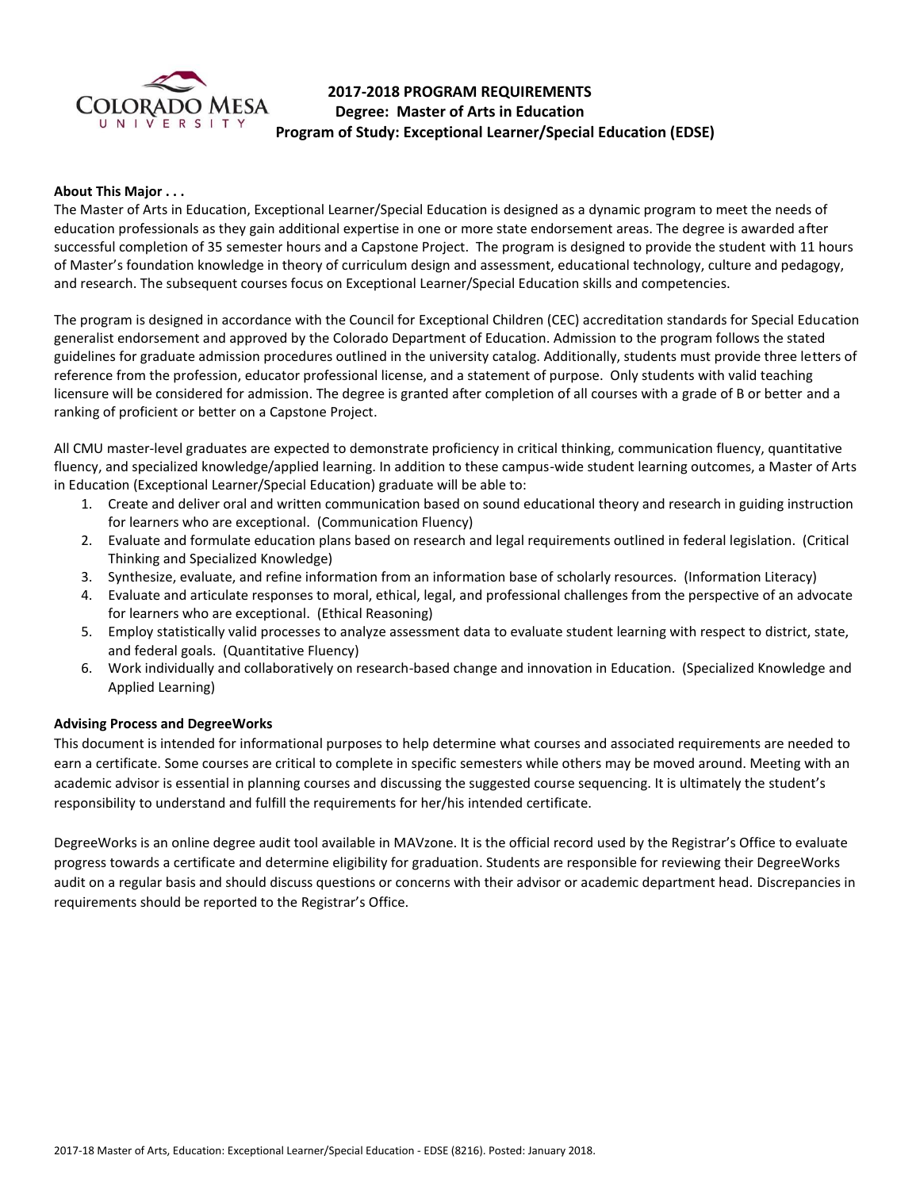# 2017-2018 PROGRAM REQUIREMENTS
## Degree: Master of Arts in Education
## Program of Study: Exceptional Learner/Special Education (EDSE)

**About This Major . . .**

The Master of Arts in Education, Exceptional Learner/Special Education is designed as a dynamic program to meet the needs of education professionals as they gain additional expertise in one or more state endorsement areas. The degree is awarded after successful completion of 35 semester hours and a Capstone Project. The program is designed to provide the student with 11 hours of Master's foundation knowledge in theory of curriculum design and assessment, educational technology, culture and pedagogy, and research. The subsequent courses focus on Exceptional Learner/Special Education skills and competencies.

The program is designed in accordance with the Council for Exceptional Children (CEC) accreditation standards for Special Education generalist endorsement and approved by the Colorado Department of Education. Admission to the program follows the stated guidelines for graduate admission procedures outlined in the university catalog. Additionally, students must provide three letters of reference from the profession, educator professional license, and a statement of purpose. Only students with valid teaching licensure will be considered for admission. The degree is granted after completion of all courses with a grade of B or better and a ranking of proficient or better on a Capstone Project.

All CMU master-level graduates are expected to demonstrate proficiency in critical thinking, communication fluency, quantitative fluency, and specialized knowledge/applied learning. In addition to these campus-wide student learning outcomes, a Master of Arts in Education (Exceptional Learner/Special Education) graduate will be able to:

1. Create and deliver oral and written communication based on sound educational theory and research in guiding instruction for learners who are exceptional. (Communication Fluency)
2. Evaluate and formulate education plans based on research and legal requirements outlined in federal legislation. (Critical Thinking and Specialized Knowledge)
3. Synthesize, evaluate, and refine information from an information base of scholarly resources. (Information Literacy)
4. Evaluate and articulate responses to moral, ethical, legal, and professional challenges from the perspective of an advocate for learners who are exceptional. (Ethical Reasoning)
5. Employ statistically valid processes to analyze assessment data to evaluate student learning with respect to district, state, and federal goals. (Quantitative Fluency)
6. Work individually and collaboratively on research-based change and innovation in Education. (Specialized Knowledge and Applied Learning)

**Advising Process and DegreeWorks**

This document is intended for informational purposes to help determine what courses and associated requirements are needed to earn a certificate. Some courses are critical to complete in specific semesters while others may be moved around. Meeting with an academic advisor is essential in planning courses and discussing the suggested course sequencing. It is ultimately the student's responsibility to understand and fulfill the requirements for her/his intended certificate.

DegreeWorks is an online degree audit tool available in MAVzone. It is the official record used by the Registrar's Office to evaluate progress towards a certificate and determine eligibility for graduation. Students are responsible for reviewing their DegreeWorks audit on a regular basis and should discuss questions or concerns with their advisor or academic department head. Discrepancies in requirements should be reported to the Registrar's Office.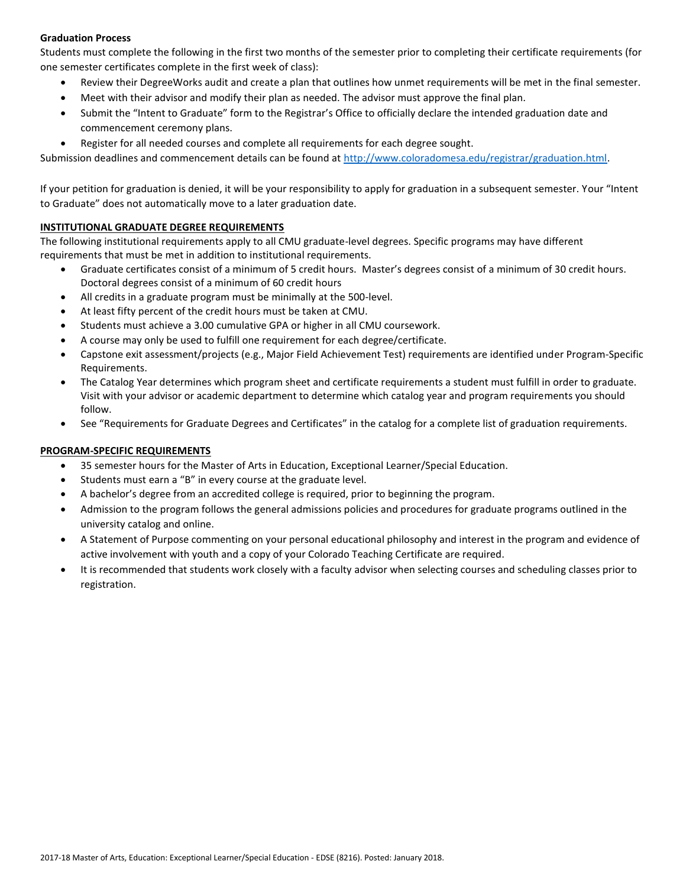**Graduation Process**

Students must complete the following in the first two months of the semester prior to completing their certificate requirements (for one semester certificates complete in the first week of class):

- Review their DegreeWorks audit and create a plan that outlines how unmet requirements will be met in the final semester.
- Meet with their advisor and modify their plan as needed. The advisor must approve the final plan.
- Submit the "Intent to Graduate" form to the Registrar's Office to officially declare the intended graduation date and commencement ceremony plans.
- Register for all needed courses and complete all requirements for each degree sought.

Submission deadlines and commencement details can be found at http://www.coloradomesa.edu/registrar/graduation.html.

If your petition for graduation is denied, it will be your responsibility to apply for graduation in a subsequent semester. Your "Intent to Graduate" does not automatically move to a later graduation date.

**INSTITUTIONAL GRADUATE DEGREE REQUIREMENTS**

The following institutional requirements apply to all CMU graduate-level degrees. Specific programs may have different requirements that must be met in addition to institutional requirements.

- Graduate certificates consist of a minimum of 5 credit hours. Master's degrees consist of a minimum of 30 credit hours. Doctoral degrees consist of a minimum of 60 credit hours
- All credits in a graduate program must be minimally at the 500-level.
- At least fifty percent of the credit hours must be taken at CMU.
- Students must achieve a 3.00 cumulative GPA or higher in all CMU coursework.
- A course may only be used to fulfill one requirement for each degree/certificate.
- Capstone exit assessment/projects (e.g., Major Field Achievement Test) requirements are identified under Program-Specific Requirements.
- The Catalog Year determines which program sheet and certificate requirements a student must fulfill in order to graduate. Visit with your advisor or academic department to determine which catalog year and program requirements you should follow.
- See "Requirements for Graduate Degrees and Certificates" in the catalog for a complete list of graduation requirements.

**PROGRAM-SPECIFIC REQUIREMENTS**

- 35 semester hours for the Master of Arts in Education, Exceptional Learner/Special Education.
- Students must earn a "B" in every course at the graduate level.
- A bachelor's degree from an accredited college is required, prior to beginning the program.
- Admission to the program follows the general admissions policies and procedures for graduate programs outlined in the university catalog and online.
- A Statement of Purpose commenting on your personal educational philosophy and interest in the program and evidence of active involvement with youth and a copy of your Colorado Teaching Certificate are required.
- It is recommended that students work closely with a faculty advisor when selecting courses and scheduling classes prior to registration.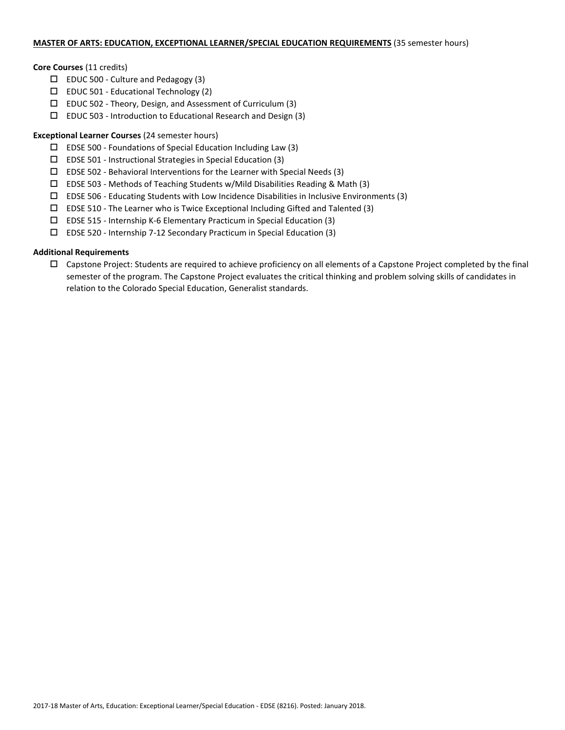**MASTER OF ARTS: EDUCATION, EXCEPTIONAL LEARNER/SPECIAL EDUCATION REQUIREMENTS** (35 semester hours)

**Core Courses** (11 credits)

- ☐ EDUC 500 - Culture and Pedagogy (3)
- ☐ EDUC 501 - Educational Technology (2)
- ☐ EDUC 502 - Theory, Design, and Assessment of Curriculum (3)
- ☐ EDUC 503 - Introduction to Educational Research and Design (3)

**Exceptional Learner Courses** (24 semester hours)

- ☐ EDSE 500 - Foundations of Special Education Including Law (3)
- ☐ EDSE 501 - Instructional Strategies in Special Education (3)
- ☐ EDSE 502 - Behavioral Interventions for the Learner with Special Needs (3)
- ☐ EDSE 503 - Methods of Teaching Students w/Mild Disabilities Reading & Math (3)
- ☐ EDSE 506 - Educating Students with Low Incidence Disabilities in Inclusive Environments (3)
- ☐ EDSE 510 - The Learner who is Twice Exceptional Including Gifted and Talented (3)
- ☐ EDSE 515 - Internship K-6 Elementary Practicum in Special Education (3)
- ☐ EDSE 520 - Internship 7-12 Secondary Practicum in Special Education (3)

**Additional Requirements**

- ☐ Capstone Project: Students are required to achieve proficiency on all elements of a Capstone Project completed by the final semester of the program. The Capstone Project evaluates the critical thinking and problem solving skills of candidates in relation to the Colorado Special Education, Generalist standards.

2017-18 Master of Arts, Education: Exceptional Learner/Special Education - EDSE (8216). Posted: January 2018.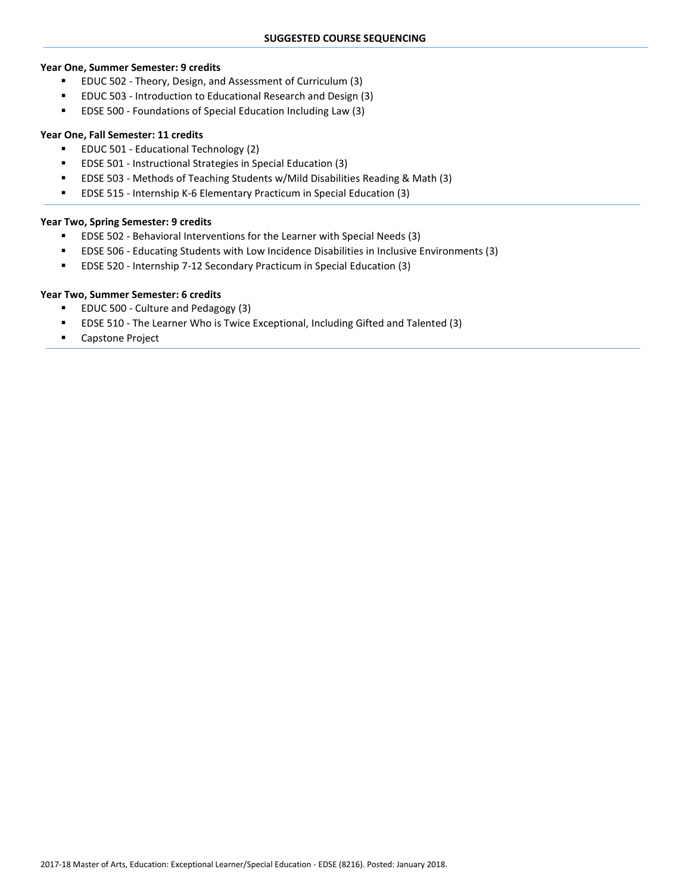## SUGGESTED COURSE SEQUENCING

**Year One, Summer Semester: 9 credits**

- EDUC 502 - Theory, Design, and Assessment of Curriculum (3)
- EDUC 503 - Introduction to Educational Research and Design (3)
- EDSE 500 - Foundations of Special Education Including Law (3)

**Year One, Fall Semester: 11 credits**

- EDUC 501 - Educational Technology (2)
- EDSE 501 - Instructional Strategies in Special Education (3)
- EDSE 503 - Methods of Teaching Students w/Mild Disabilities Reading & Math (3)
- EDSE 515 - Internship K-6 Elementary Practicum in Special Education (3)

**Year Two, Spring Semester: 9 credits**

- EDSE 502 - Behavioral Interventions for the Learner with Special Needs (3)
- EDSE 506 - Educating Students with Low Incidence Disabilities in Inclusive Environments (3)
- EDSE 520 - Internship 7-12 Secondary Practicum in Special Education (3)

**Year Two, Summer Semester: 6 credits**

- EDUC 500 - Culture and Pedagogy (3)
- EDSE 510 - The Learner Who is Twice Exceptional, Including Gifted and Talented (3)
- Capstone Project